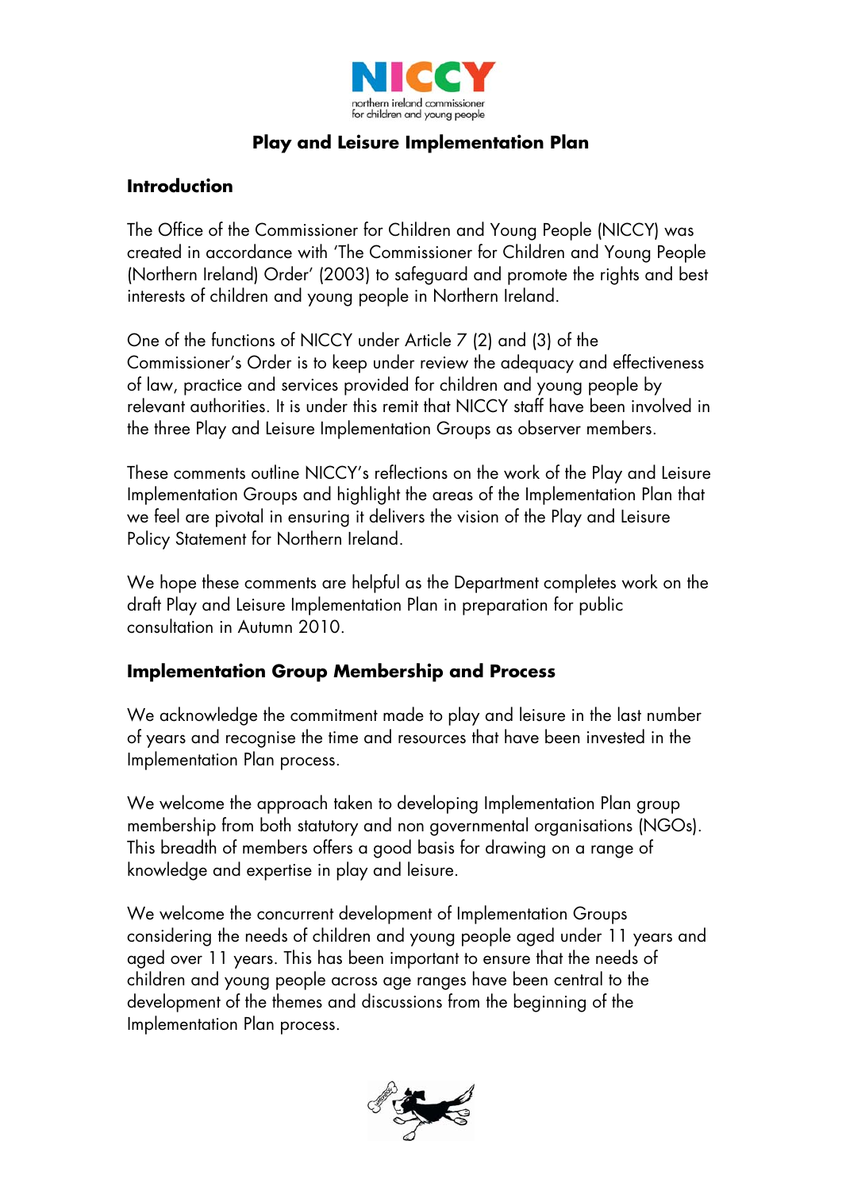# Play and Leisure Implementation Plan

## Introduction

The Office of the Commissioner for Children and Young People (NICCY) was created in accordance with 'The Commissioner for Children and Young People (Northern Ireland) Order' (2003) to safeguard and promote the rights and best interests of children and young people in Northern Ireland.

One of the functions of NICCY under Article 7 (2) and (3) of the Commissioner's Order is to keep under review the adequacy and effectiveness of law, practice and services provided for children and young people by relevant authorities. It is under this remit that NICCY staff have been involved in the three Play and Leisure Implementation Groups as observer members.

These comments outline NICCY's reflections on the work of the Play and Leisure Implementation Groups and highlight the areas of the Implementation Plan that we feel are pivotal in ensuring it delivers the vision of the Play and Leisure Policy Statement for Northern Ireland.

We hope these comments are helpful as the Department completes work on the draft Play and Leisure Implementation Plan in preparation for public consultation in Autumn 2010.

## Implementation Group Membership and Process

We acknowledge the commitment made to play and leisure in the last number of years and recognise the time and resources that have been invested in the Implementation Plan process.

We welcome the approach taken to developing Implementation Plan group membership from both statutory and non governmental organisations (NGOs). This breadth of members offers a good basis for drawing on a range of knowledge and expertise in play and leisure.

We welcome the concurrent development of Implementation Groups considering the needs of children and young people aged under 11 years and aged over 11 years. This has been important to ensure that the needs of children and young people across age ranges have been central to the development of the themes and discussions from the beginning of the Implementation Plan process.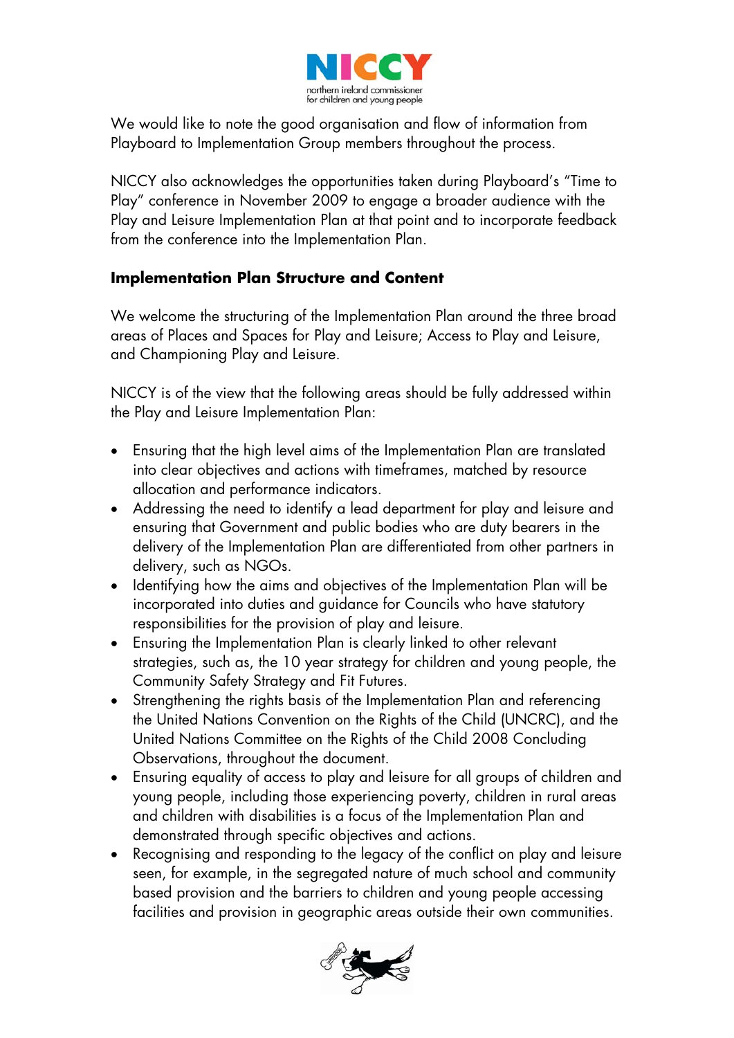We would like to note the good organisation and flow of information from Playboard to Implementation Group members throughout the process.

NICCY also acknowledges the opportunities taken during Playboard's "Time to Play" conference in November 2009 to engage a broader audience with the Play and Leisure Implementation Plan at that point and to incorporate feedback from the conference into the Implementation Plan.

### Implementation Plan Structure and Content

We welcome the structuring of the Implementation Plan around the three broad areas of Places and Spaces for Play and Leisure; Access to Play and Leisure, and Championing Play and Leisure.

NICCY is of the view that the following areas should be fully addressed within the Play and Leisure Implementation Plan:

- Ensuring that the high level aims of the Implementation Plan are translated into clear objectives and actions with timeframes, matched by resource allocation and performance indicators.
- Addressing the need to identify a lead department for play and leisure and ensuring that Government and public bodies who are duty bearers in the delivery of the Implementation Plan are differentiated from other partners in delivery, such as NGOs.
- Identifying how the aims and objectives of the Implementation Plan will be incorporated into duties and guidance for Councils who have statutory responsibilities for the provision of play and leisure.
- Ensuring the Implementation Plan is clearly linked to other relevant strategies, such as, the 10 year strategy for children and young people, the Community Safety Strategy and Fit Futures.
- Strengthening the rights basis of the Implementation Plan and referencing the United Nations Convention on the Rights of the Child (UNCRC), and the United Nations Committee on the Rights of the Child 2008 Concluding Observations, throughout the document.
- Ensuring equality of access to play and leisure for all groups of children and young people, including those experiencing poverty, children in rural areas and children with disabilities is a focus of the Implementation Plan and demonstrated through specific objectives and actions.
- Recognising and responding to the legacy of the conflict on play and leisure seen, for example, in the segregated nature of much school and community based provision and the barriers to children and young people accessing facilities and provision in geographic areas outside their own communities.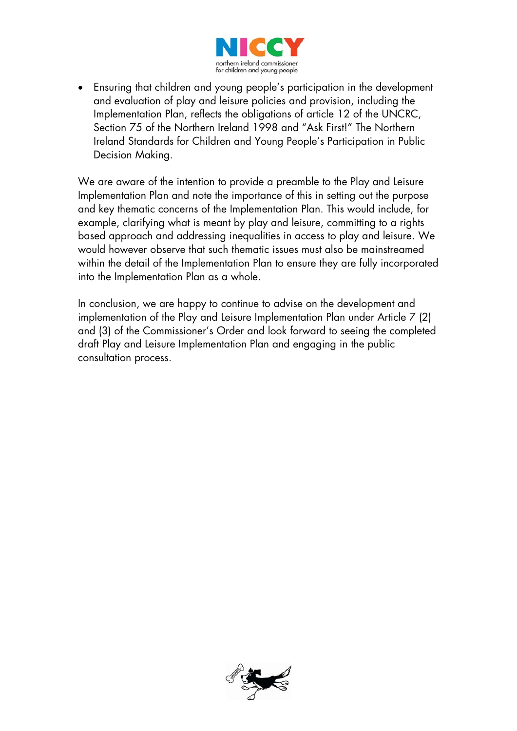- Ensuring that children and young people's participation in the development and evaluation of play and leisure policies and provision, including the Implementation Plan, reflects the obligations of article 12 of the UNCRC, Section 75 of the Northern Ireland 1998 and "Ask First!" The Northern Ireland Standards for Children and Young People's Participation in Public Decision Making.

We are aware of the intention to provide a preamble to the Play and Leisure Implementation Plan and note the importance of this in setting out the purpose and key thematic concerns of the Implementation Plan. This would include, for example, clarifying what is meant by play and leisure, committing to a rights based approach and addressing inequalities in access to play and leisure. We would however observe that such thematic issues must also be mainstreamed within the detail of the Implementation Plan to ensure they are fully incorporated into the Implementation Plan as a whole.

In conclusion, we are happy to continue to advise on the development and implementation of the Play and Leisure Implementation Plan under Article 7 (2) and (3) of the Commissioner's Order and look forward to seeing the completed draft Play and Leisure Implementation Plan and engaging in the public consultation process.